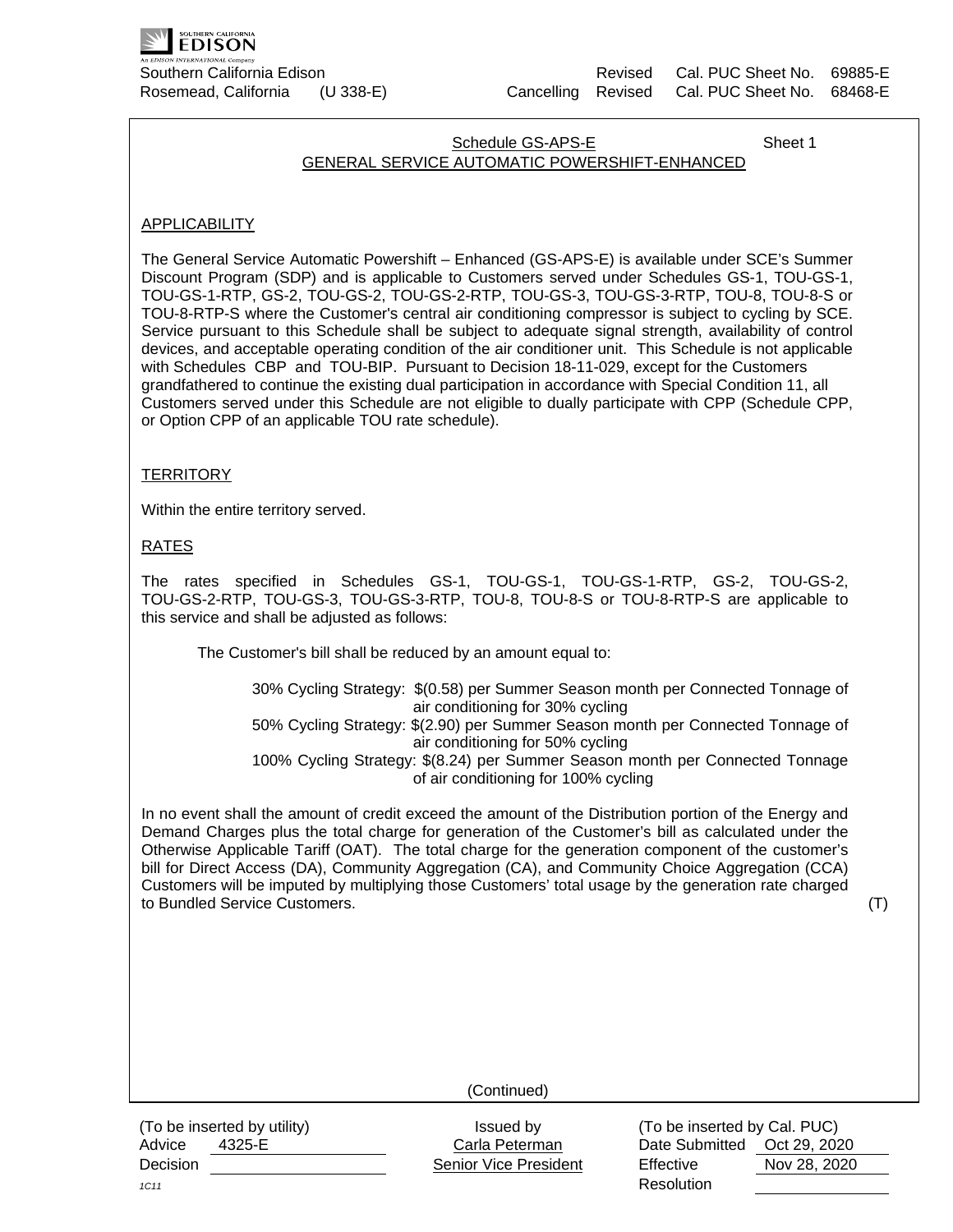Southern California Edison                                                       Revised Cal. PUC Sheet No. 69885-E
Rosemead, California (U 338-E)                                    Cancelling Revised Cal. PUC Sheet No. 68468-E

Schedule GS-APS-E — Sheet 1

## GENERAL SERVICE AUTOMATIC POWERSHIFT-ENHANCED

### APPLICABILITY

The General Service Automatic Powershift – Enhanced (GS-APS-E) is available under SCE's Summer Discount Program (SDP) and is applicable to Customers served under Schedules GS-1, TOU-GS-1, TOU-GS-1-RTP, GS-2, TOU-GS-2, TOU-GS-2-RTP, TOU-GS-3, TOU-GS-3-RTP, TOU-8, TOU-8-S or TOU-8-RTP-S where the Customer's central air conditioning compressor is subject to cycling by SCE. Service pursuant to this Schedule shall be subject to adequate signal strength, availability of control devices, and acceptable operating condition of the air conditioner unit. This Schedule is not applicable with Schedules CBP and TOU-BIP. Pursuant to Decision 18-11-029, except for the Customers grandfathered to continue the existing dual participation in accordance with Special Condition 11, all Customers served under this Schedule are not eligible to dually participate with CPP (Schedule CPP, or Option CPP of an applicable TOU rate schedule).

### TERRITORY

Within the entire territory served.

### RATES

The rates specified in Schedules GS-1, TOU-GS-1, TOU-GS-1-RTP, GS-2, TOU-GS-2, TOU-GS-2-RTP, TOU-GS-3, TOU-GS-3-RTP, TOU-8, TOU-8-S or TOU-8-RTP-S are applicable to this service and shall be adjusted as follows:

The Customer's bill shall be reduced by an amount equal to:

- 30% Cycling Strategy: $(0.58) per Summer Season month per Connected Tonnage of air conditioning for 30% cycling
- 50% Cycling Strategy: $(2.90) per Summer Season month per Connected Tonnage of air conditioning for 50% cycling
- 100% Cycling Strategy: $(8.24) per Summer Season month per Connected Tonnage of air conditioning for 100% cycling

In no event shall the amount of credit exceed the amount of the Distribution portion of the Energy and Demand Charges plus the total charge for generation of the Customer's bill as calculated under the Otherwise Applicable Tariff (OAT). The total charge for the generation component of the customer's bill for Direct Access (DA), Community Aggregation (CA), and Community Choice Aggregation (CCA) Customers will be imputed by multiplying those Customers' total usage by the generation rate charged to Bundled Service Customers. (T)

(Continued)

| (To be inserted by utility) | Issued by | (To be inserted by Cal. PUC) |
|---|---|---|
| Advice 4325-E | Carla Peterman | Date Submitted Oct 29, 2020 |
| Decision | Senior Vice President | Effective Nov 28, 2020 |
| 1C11 | | Resolution |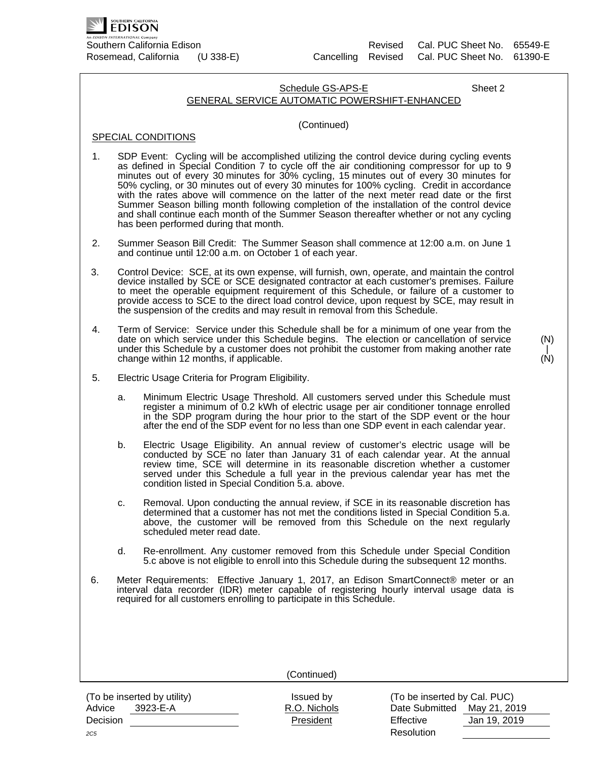Southern California Edison Revised Cal. PUC Sheet No. 65549-E
Rosemead, California (U 338-E) Cancelling Revised Cal. PUC Sheet No. 61390-E

Schedule GS-APS-E Sheet 2

GENERAL SERVICE AUTOMATIC POWERSHIFT-ENHANCED

(Continued)

SPECIAL CONDITIONS

1. SDP Event: Cycling will be accomplished utilizing the control device during cycling events as defined in Special Condition 7 to cycle off the air conditioning compressor for up to 9 minutes out of every 30 minutes for 30% cycling, 15 minutes out of every 30 minutes for 50% cycling, or 30 minutes out of every 30 minutes for 100% cycling. Credit in accordance with the rates above will commence on the latter of the next meter read date or the first Summer Season billing month following completion of the installation of the control device and shall continue each month of the Summer Season thereafter whether or not any cycling has been performed during that month.

2. Summer Season Bill Credit: The Summer Season shall commence at 12:00 a.m. on June 1 and continue until 12:00 a.m. on October 1 of each year.

3. Control Device: SCE, at its own expense, will furnish, own, operate, and maintain the control device installed by SCE or SCE designated contractor at each customer's premises. Failure to meet the operable equipment requirement of this Schedule, or failure of a customer to provide access to SCE to the direct load control device, upon request by SCE, may result in the suspension of the credits and may result in removal from this Schedule.

4. Term of Service: Service under this Schedule shall be for a minimum of one year from the date on which service under this Schedule begins. The election or cancellation of service under this Schedule by a customer does not prohibit the customer from making another rate change within 12 months, if applicable. (N)

5. Electric Usage Criteria for Program Eligibility.

   a. Minimum Electric Usage Threshold. All customers served under this Schedule must register a minimum of 0.2 kWh of electric usage per air conditioner tonnage enrolled in the SDP program during the hour prior to the start of the SDP event or the hour after the end of the SDP event for no less than one SDP event in each calendar year.

   b. Electric Usage Eligibility. An annual review of customer's electric usage will be conducted by SCE no later than January 31 of each calendar year. At the annual review time, SCE will determine in its reasonable discretion whether a customer served under this Schedule a full year in the previous calendar year has met the condition listed in Special Condition 5.a. above.

   c. Removal. Upon conducting the annual review, if SCE in its reasonable discretion has determined that a customer has not met the conditions listed in Special Condition 5.a. above, the customer will be removed from this Schedule on the next regularly scheduled meter read date.

   d. Re-enrollment. Any customer removed from this Schedule under Special Condition 5.c above is not eligible to enroll into this Schedule during the subsequent 12 months.

6. Meter Requirements: Effective January 1, 2017, an Edison SmartConnect® meter or an interval data recorder (IDR) meter capable of registering hourly interval usage data is required for all customers enrolling to participate in this Schedule.

(Continued)

| (To be inserted by utility) | Issued by | (To be inserted by Cal. PUC) |
|---|---|---|
| Advice 3923-E-A | R.O. Nichols | Date Submitted May 21, 2019 |
| Decision | President | Effective Jan 19, 2019 |
| 2C5 | | Resolution |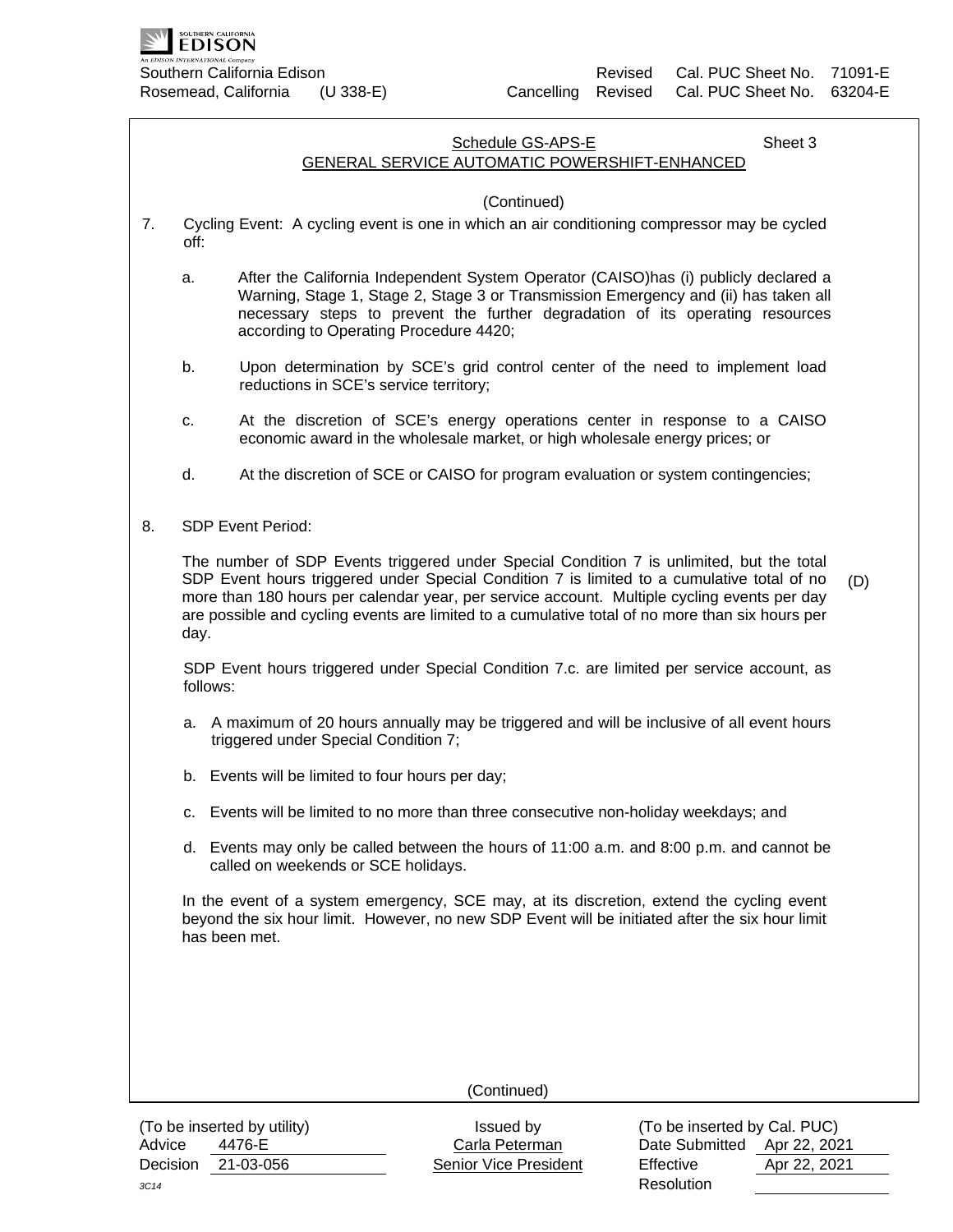Southern California Edison Revised Cal. PUC Sheet No. 71091-E
Rosemead, California (U 338-E) Cancelling Revised Cal. PUC Sheet No. 63204-E

Schedule GS-APS-E Sheet 3

GENERAL SERVICE AUTOMATIC POWERSHIFT-ENHANCED

(Continued)

7. Cycling Event: A cycling event is one in which an air conditioning compressor may be cycled off:

   a. After the California Independent System Operator (CAISO)has (i) publicly declared a Warning, Stage 1, Stage 2, Stage 3 or Transmission Emergency and (ii) has taken all necessary steps to prevent the further degradation of its operating resources according to Operating Procedure 4420;

   b. Upon determination by SCE's grid control center of the need to implement load reductions in SCE's service territory;

   c. At the discretion of SCE's energy operations center in response to a CAISO economic award in the wholesale market, or high wholesale energy prices; or

   d. At the discretion of SCE or CAISO for program evaluation or system contingencies;

8. SDP Event Period:

   The number of SDP Events triggered under Special Condition 7 is unlimited, but the total SDP Event hours triggered under Special Condition 7 is limited to a cumulative total of no more than 180 hours per calendar year, per service account. Multiple cycling events per day are possible and cycling events are limited to a cumulative total of no more than six hours per day. (D)

   SDP Event hours triggered under Special Condition 7.c. are limited per service account, as follows:

   a. A maximum of 20 hours annually may be triggered and will be inclusive of all event hours triggered under Special Condition 7;

   b. Events will be limited to four hours per day;

   c. Events will be limited to no more than three consecutive non-holiday weekdays; and

   d. Events may only be called between the hours of 11:00 a.m. and 8:00 p.m. and cannot be called on weekends or SCE holidays.

   In the event of a system emergency, SCE may, at its discretion, extend the cycling event beyond the six hour limit. However, no new SDP Event will be initiated after the six hour limit has been met.

(Continued)

| (To be inserted by utility) | Issued by | (To be inserted by Cal. PUC) |
|---|---|---|
| Advice 4476-E | Carla Peterman | Date Submitted Apr 22, 2021 |
| Decision 21-03-056 | Senior Vice President | Effective Apr 22, 2021 |
| 3C14 | | Resolution |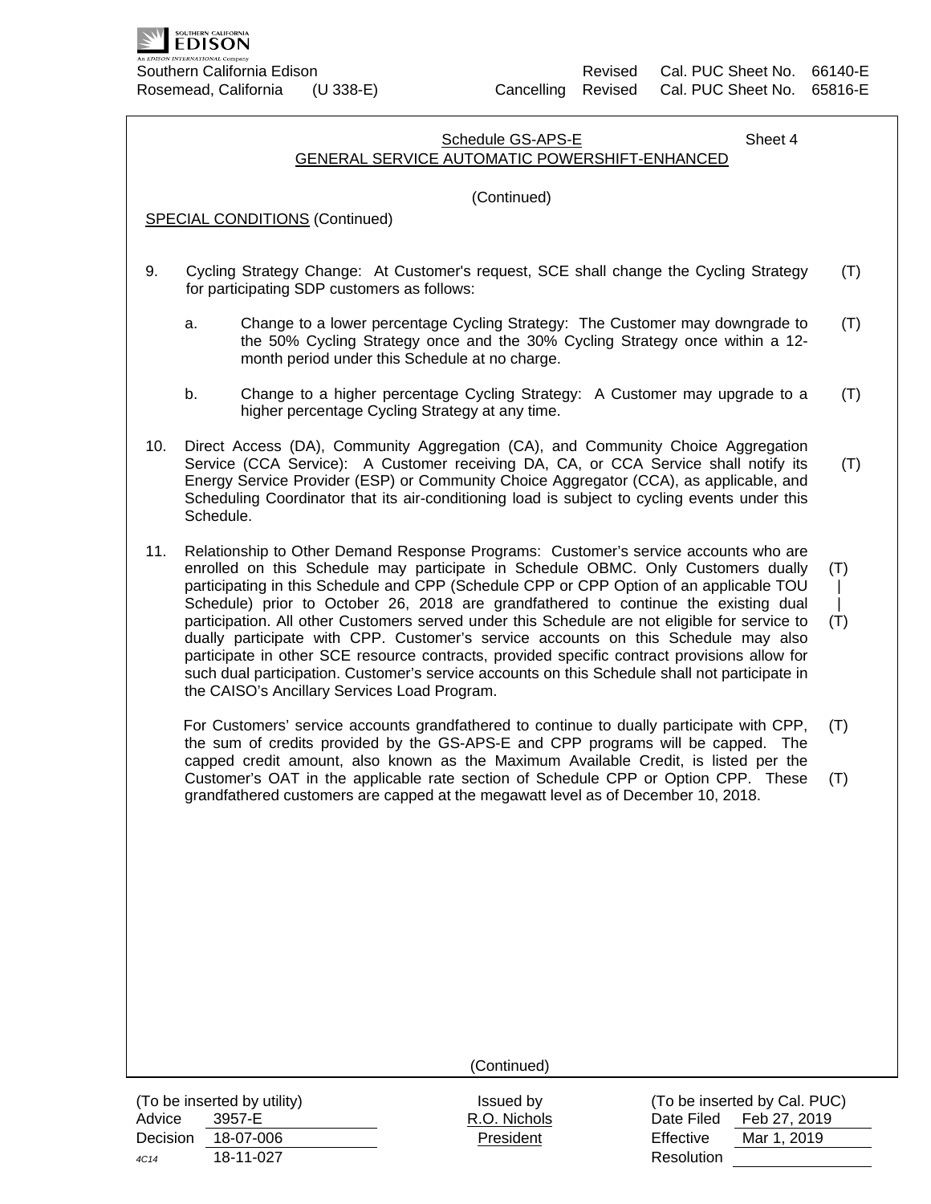Southern California Edison  Revised Cal. PUC Sheet No. 66140-E
Rosemead, California (U 338-E)  Cancelling Revised Cal. PUC Sheet No. 65816-E

Schedule GS-APS-E  Sheet 4
GENERAL SERVICE AUTOMATIC POWERSHIFT-ENHANCED

(Continued)

SPECIAL CONDITIONS (Continued)

9. Cycling Strategy Change: At Customer's request, SCE shall change the Cycling Strategy for participating SDP customers as follows: (T)

   a. Change to a lower percentage Cycling Strategy: The Customer may downgrade to the 50% Cycling Strategy once and the 30% Cycling Strategy once within a 12-month period under this Schedule at no charge. (T)

   b. Change to a higher percentage Cycling Strategy: A Customer may upgrade to a higher percentage Cycling Strategy at any time. (T)

10. Direct Access (DA), Community Aggregation (CA), and Community Choice Aggregation Service (CCA Service): A Customer receiving DA, CA, or CCA Service shall notify its Energy Service Provider (ESP) or Community Choice Aggregator (CCA), as applicable, and Scheduling Coordinator that its air-conditioning load is subject to cycling events under this Schedule. (T)

11. Relationship to Other Demand Response Programs: Customer's service accounts who are enrolled on this Schedule may participate in Schedule OBMC. Only Customers dually participating in this Schedule and CPP (Schedule CPP or CPP Option of an applicable TOU Schedule) prior to October 26, 2018 are grandfathered to continue the existing dual participation. All other Customers served under this Schedule are not eligible for service to dually participate with CPP. Customer's service accounts on this Schedule may also participate in other SCE resource contracts, provided specific contract provisions allow for such dual participation. Customer's service accounts on this Schedule shall not participate in the CAISO's Ancillary Services Load Program. (T)

    For Customers' service accounts grandfathered to continue to dually participate with CPP, the sum of credits provided by the GS-APS-E and CPP programs will be capped. The capped credit amount, also known as the Maximum Available Credit, is listed per the Customer's OAT in the applicable rate section of Schedule CPP or Option CPP. These grandfathered customers are capped at the megawatt level as of December 10, 2018. (T)

(Continued)

| (To be inserted by utility) | | Issued by | (To be inserted by Cal. PUC) | |
|---|---|---|---|---|
| Advice | 3957-E | R.O. Nichols | Date Filed | Feb 27, 2019 |
| Decision | 18-07-006 | President | Effective | Mar 1, 2019 |
| 4C14 | 18-11-027 | | Resolution | |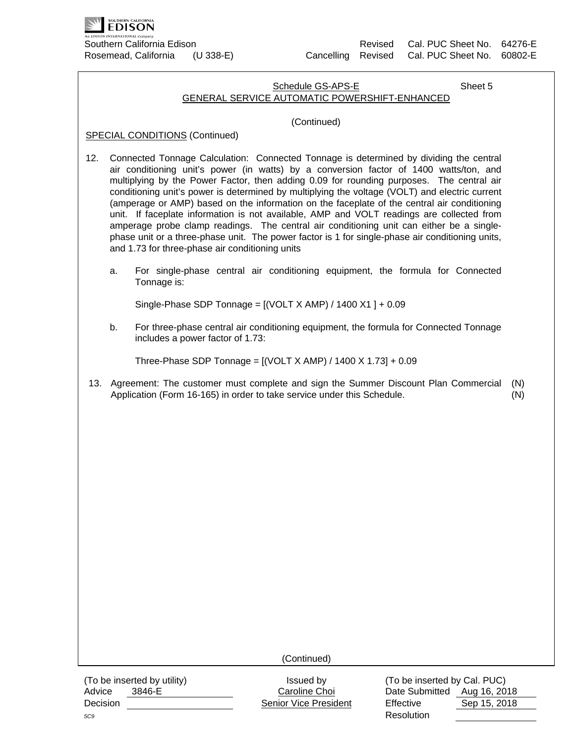Southern California Edison Revised Cal. PUC Sheet No. 64276-E
Rosemead, California (U 338-E) Cancelling Revised Cal. PUC Sheet No. 60802-E

Schedule GS-APS-E Sheet 5
GENERAL SERVICE AUTOMATIC POWERSHIFT-ENHANCED

(Continued)

SPECIAL CONDITIONS (Continued)

12. Connected Tonnage Calculation: Connected Tonnage is determined by dividing the central air conditioning unit's power (in watts) by a conversion factor of 1400 watts/ton, and multiplying by the Power Factor, then adding 0.09 for rounding purposes. The central air conditioning unit's power is determined by multiplying the voltage (VOLT) and electric current (amperage or AMP) based on the information on the faceplate of the central air conditioning unit. If faceplate information is not available, AMP and VOLT readings are collected from amperage probe clamp readings. The central air conditioning unit can either be a single-phase unit or a three-phase unit. The power factor is 1 for single-phase air conditioning units, and 1.73 for three-phase air conditioning units

    a. For single-phase central air conditioning equipment, the formula for Connected Tonnage is:

       Single-Phase SDP Tonnage = [(VOLT X AMP) / 1400 X1 ] + 0.09

    b. For three-phase central air conditioning equipment, the formula for Connected Tonnage includes a power factor of 1.73:

       Three-Phase SDP Tonnage = [(VOLT X AMP) / 1400 X 1.73] + 0.09

13. Agreement: The customer must complete and sign the Summer Discount Plan Commercial Application (Form 16-165) in order to take service under this Schedule. (N)

(Continued)

| | | |
|---|---|---|
| (To be inserted by utility) | Issued by | (To be inserted by Cal. PUC) |
| Advice 3846-E | Caroline Choi | Date Submitted Aug 16, 2018 |
| Decision | Senior Vice President | Effective Sep 15, 2018 |
| 5C9 | | Resolution |